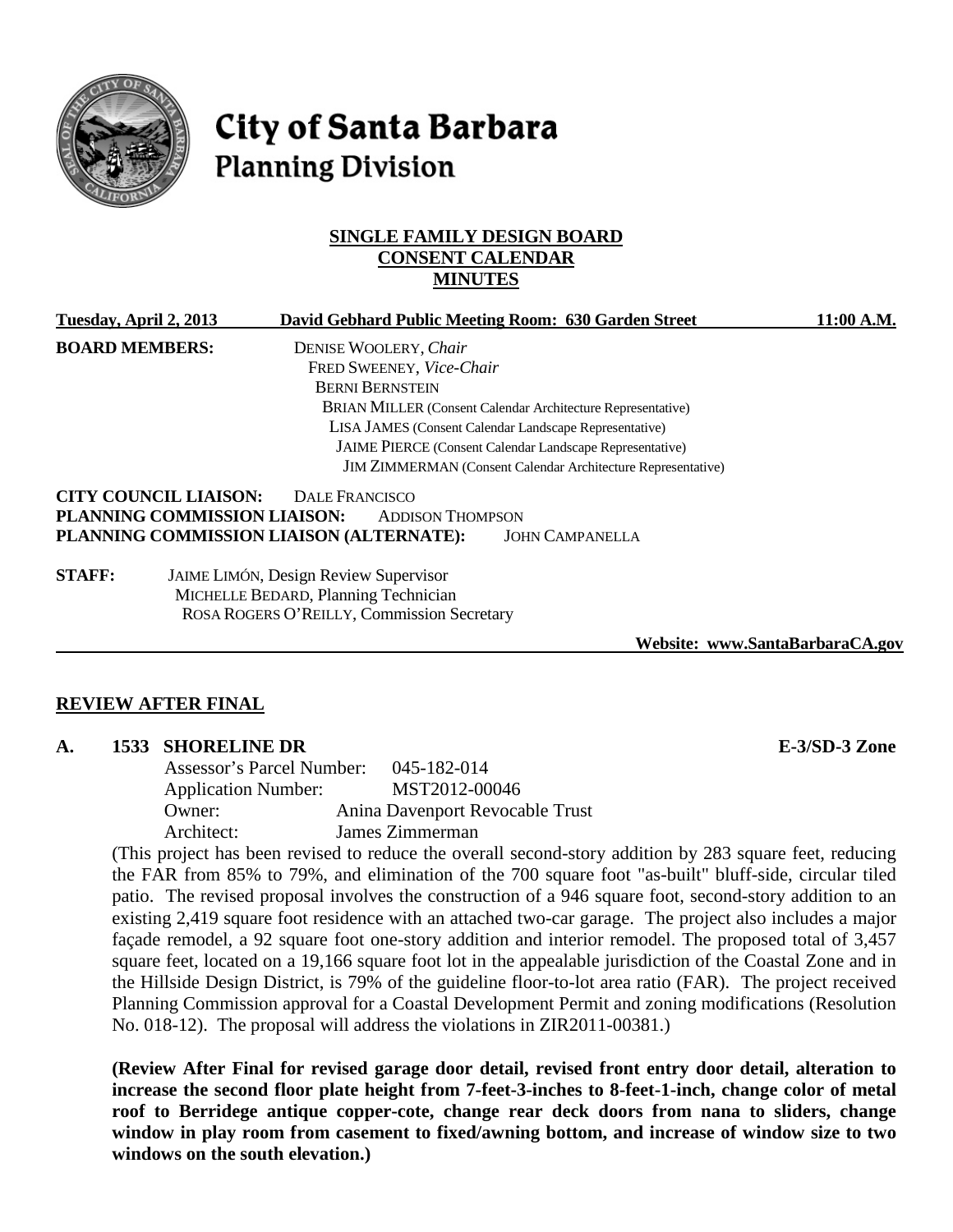# City of Santa Barbara
## Planning Division

**SINGLE FAMILY DESIGN BOARD**
**CONSENT CALENDAR**
**MINUTES**

**Tuesday, April 2, 2013** **David Gebhard Public Meeting Room: 630 Garden Street** **11:00 A.M.**

**BOARD MEMBERS:**
DENISE WOOLERY, *Chair*
FRED SWEENEY, *Vice-Chair*
BERNI BERNSTEIN
BRIAN MILLER (Consent Calendar Architecture Representative)
LISA JAMES (Consent Calendar Landscape Representative)
JAIME PIERCE (Consent Calendar Landscape Representative)
JIM ZIMMERMAN (Consent Calendar Architecture Representative)

**CITY COUNCIL LIAISON:** DALE FRANCISCO
**PLANNING COMMISSION LIAISON:** ADDISON THOMPSON
**PLANNING COMMISSION LIAISON (ALTERNATE):** JOHN CAMPANELLA

**STAFF:**
JAIME LIMÓN, Design Review Supervisor
MICHELLE BEDARD, Planning Technician
ROSA ROGERS O'REILLY, Commission Secretary

**Website: www.SantaBarbaraCA.gov**

## REVIEW AFTER FINAL

**A. 1533 SHORELINE DR** **E-3/SD-3 Zone**

Assessor's Parcel Number: 045-182-014
Application Number: MST2012-00046
Owner: Anina Davenport Revocable Trust
Architect: James Zimmerman

(This project has been revised to reduce the overall second-story addition by 283 square feet, reducing the FAR from 85% to 79%, and elimination of the 700 square foot "as-built" bluff-side, circular tiled patio. The revised proposal involves the construction of a 946 square foot, second-story addition to an existing 2,419 square foot residence with an attached two-car garage. The project also includes a major façade remodel, a 92 square foot one-story addition and interior remodel. The proposed total of 3,457 square feet, located on a 19,166 square foot lot in the appealable jurisdiction of the Coastal Zone and in the Hillside Design District, is 79% of the guideline floor-to-lot area ratio (FAR). The project received Planning Commission approval for a Coastal Development Permit and zoning modifications (Resolution No. 018-12). The proposal will address the violations in ZIR2011-00381.)

**(Review After Final for revised garage door detail, revised front entry door detail, alteration to increase the second floor plate height from 7-feet-3-inches to 8-feet-1-inch, change color of metal roof to Berridege antique copper-cote, change rear deck doors from nana to sliders, change window in play room from casement to fixed/awning bottom, and increase of window size to two windows on the south elevation.)**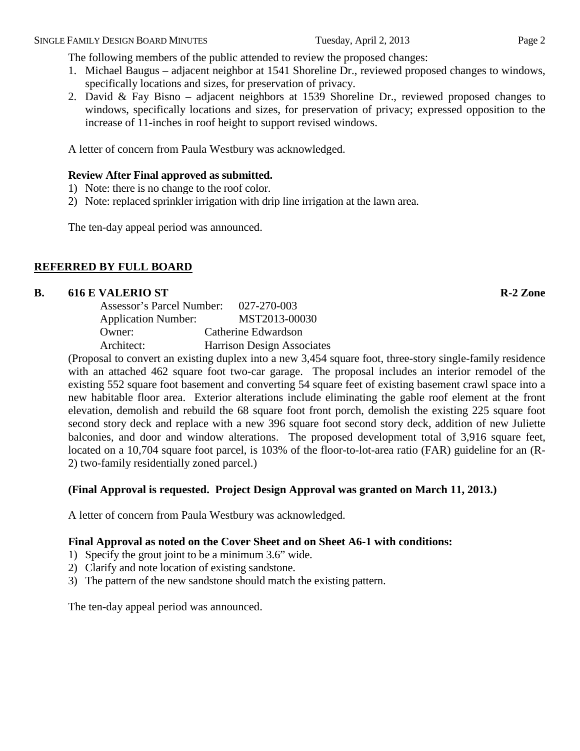The following members of the public attended to review the proposed changes:

1. Michael Baugus – adjacent neighbor at 1541 Shoreline Dr., reviewed proposed changes to windows, specifically locations and sizes, for preservation of privacy.
2. David & Fay Bisno – adjacent neighbors at 1539 Shoreline Dr., reviewed proposed changes to windows, specifically locations and sizes, for preservation of privacy; expressed opposition to the increase of 11-inches in roof height to support revised windows.

A letter of concern from Paula Westbury was acknowledged.

**Review After Final approved as submitted.**

1) Note: there is no change to the roof color.
2) Note: replaced sprinkler irrigation with drip line irrigation at the lawn area.

The ten-day appeal period was announced.

## REFERRED BY FULL BOARD

### B. 616 E VALERIO ST — R-2 Zone

Assessor's Parcel Number: 027-270-003
Application Number: MST2013-00030
Owner: Catherine Edwardson
Architect: Harrison Design Associates

(Proposal to convert an existing duplex into a new 3,454 square foot, three-story single-family residence with an attached 462 square foot two-car garage. The proposal includes an interior remodel of the existing 552 square foot basement and converting 54 square feet of existing basement crawl space into a new habitable floor area. Exterior alterations include eliminating the gable roof element at the front elevation, demolish and rebuild the 68 square foot front porch, demolish the existing 225 square foot second story deck and replace with a new 396 square foot second story deck, addition of new Juliette balconies, and door and window alterations. The proposed development total of 3,916 square feet, located on a 10,704 square foot parcel, is 103% of the floor-to-lot-area ratio (FAR) guideline for an (R-2) two-family residentially zoned parcel.)

**(Final Approval is requested. Project Design Approval was granted on March 11, 2013.)**

A letter of concern from Paula Westbury was acknowledged.

**Final Approval as noted on the Cover Sheet and on Sheet A6-1 with conditions:**

1) Specify the grout joint to be a minimum 3.6" wide.
2) Clarify and note location of existing sandstone.
3) The pattern of the new sandstone should match the existing pattern.

The ten-day appeal period was announced.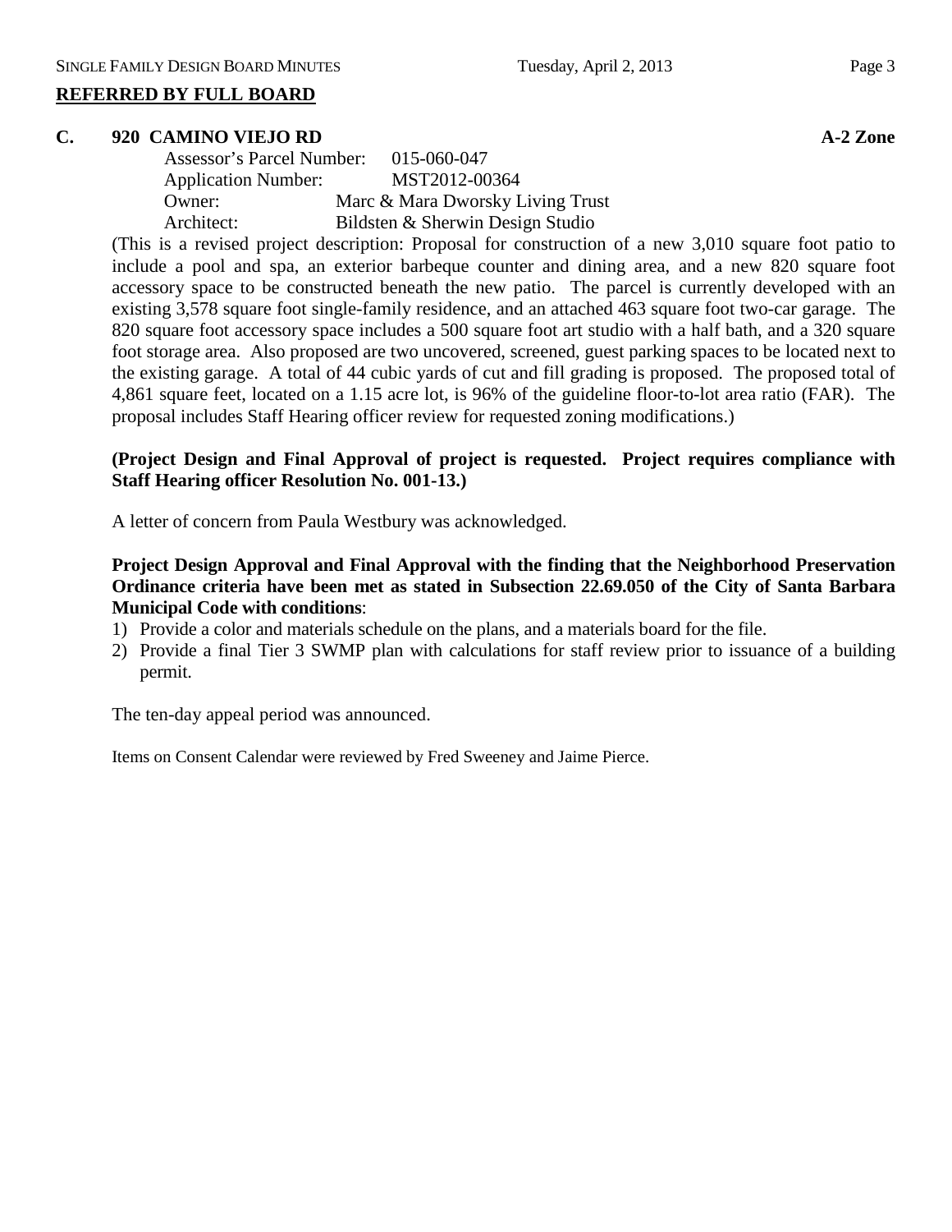## REFERRED BY FULL BOARD

### C. 920 CAMINO VIEJO RD — A-2 Zone

Assessor's Parcel Number: 015-060-047
Application Number: MST2012-00364
Owner: Marc & Mara Dworsky Living Trust
Architect: Bildsten & Sherwin Design Studio

(This is a revised project description: Proposal for construction of a new 3,010 square foot patio to include a pool and spa, an exterior barbeque counter and dining area, and a new 820 square foot accessory space to be constructed beneath the new patio. The parcel is currently developed with an existing 3,578 square foot single-family residence, and an attached 463 square foot two-car garage. The 820 square foot accessory space includes a 500 square foot art studio with a half bath, and a 320 square foot storage area. Also proposed are two uncovered, screened, guest parking spaces to be located next to the existing garage. A total of 44 cubic yards of cut and fill grading is proposed. The proposed total of 4,861 square feet, located on a 1.15 acre lot, is 96% of the guideline floor-to-lot area ratio (FAR). The proposal includes Staff Hearing officer review for requested zoning modifications.)

**(Project Design and Final Approval of project is requested. Project requires compliance with Staff Hearing officer Resolution No. 001-13.)**

A letter of concern from Paula Westbury was acknowledged.

**Project Design Approval and Final Approval with the finding that the Neighborhood Preservation Ordinance criteria have been met as stated in Subsection 22.69.050 of the City of Santa Barbara Municipal Code with conditions**:

1) Provide a color and materials schedule on the plans, and a materials board for the file.
2) Provide a final Tier 3 SWMP plan with calculations for staff review prior to issuance of a building permit.

The ten-day appeal period was announced.

Items on Consent Calendar were reviewed by Fred Sweeney and Jaime Pierce.